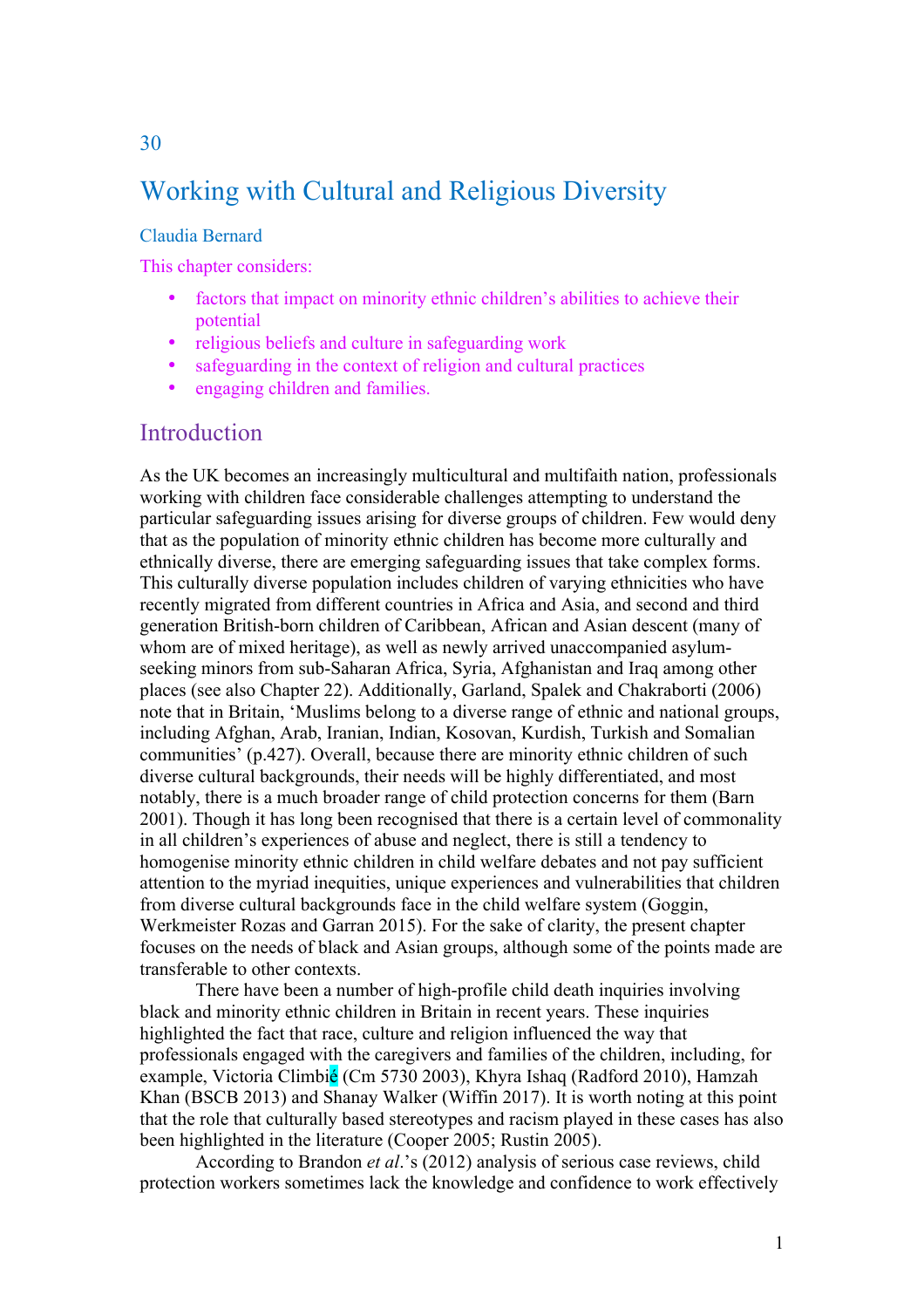30

# Working with Cultural and Religious Diversity

Claudia Bernard

This chapter considers:

- factors that impact on minority ethnic children's abilities to achieve their potential
- religious beliefs and culture in safeguarding work
- safeguarding in the context of religion and cultural practices
- engaging children and families.

## Introduction

As the UK becomes an increasingly multicultural and multifaith nation, professionals working with children face considerable challenges attempting to understand the particular safeguarding issues arising for diverse groups of children. Few would deny that as the population of minority ethnic children has become more culturally and ethnically diverse, there are emerging safeguarding issues that take complex forms. This culturally diverse population includes children of varying ethnicities who have recently migrated from different countries in Africa and Asia, and second and third generation British-born children of Caribbean, African and Asian descent (many of whom are of mixed heritage), as well as newly arrived unaccompanied asylum-seeking minors from sub-Saharan Africa, Syria, Afghanistan and Iraq among other places (see also Chapter 22). Additionally, Garland, Spalek and Chakraborti (2006) note that in Britain, 'Muslims belong to a diverse range of ethnic and national groups, including Afghan, Arab, Iranian, Indian, Kosovan, Kurdish, Turkish and Somalian communities' (p.427). Overall, because there are minority ethnic children of such diverse cultural backgrounds, their needs will be highly differentiated, and most notably, there is a much broader range of child protection concerns for them (Barn 2001). Though it has long been recognised that there is a certain level of commonality in all children's experiences of abuse and neglect, there is still a tendency to homogenise minority ethnic children in child welfare debates and not pay sufficient attention to the myriad inequities, unique experiences and vulnerabilities that children from diverse cultural backgrounds face in the child welfare system (Goggin, Werkmeister Rozas and Garran 2015). For the sake of clarity, the present chapter focuses on the needs of black and Asian groups, although some of the points made are transferable to other contexts.

There have been a number of high-profile child death inquiries involving black and minority ethnic children in Britain in recent years. These inquiries highlighted the fact that race, culture and religion influenced the way that professionals engaged with the caregivers and families of the children, including, for example, Victoria Climbié (Cm 5730 2003), Khyra Ishaq (Radford 2010), Hamzah Khan (BSCB 2013) and Shanay Walker (Wiffin 2017). It is worth noting at this point that the role that culturally based stereotypes and racism played in these cases has also been highlighted in the literature (Cooper 2005; Rustin 2005).

According to Brandon *et al.*'s (2012) analysis of serious case reviews, child protection workers sometimes lack the knowledge and confidence to work effectively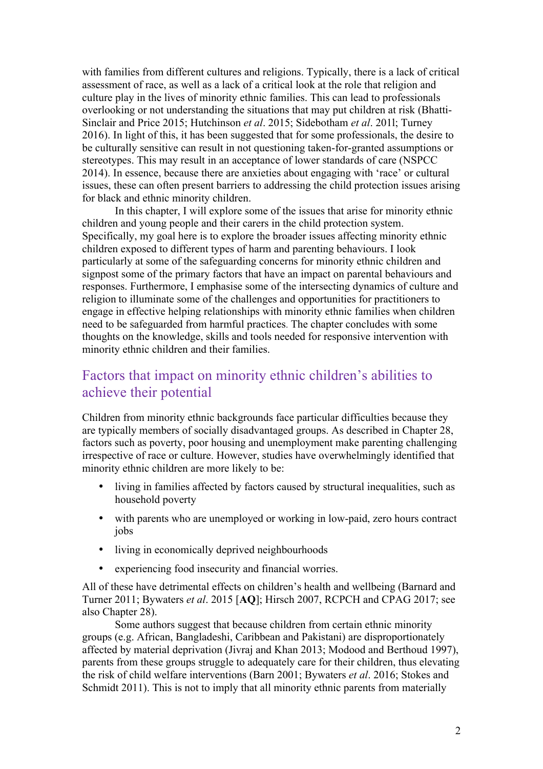with families from different cultures and religions. Typically, there is a lack of critical assessment of race, as well as a lack of a critical look at the role that religion and culture play in the lives of minority ethnic families. This can lead to professionals overlooking or not understanding the situations that may put children at risk (Bhatti-Sinclair and Price 2015; Hutchinson *et al*. 2015; Sidebotham *et al*. 2011; Turney 2016). In light of this, it has been suggested that for some professionals, the desire to be culturally sensitive can result in not questioning taken-for-granted assumptions or stereotypes. This may result in an acceptance of lower standards of care (NSPCC 2014). In essence, because there are anxieties about engaging with 'race' or cultural issues, these can often present barriers to addressing the child protection issues arising for black and ethnic minority children.

In this chapter, I will explore some of the issues that arise for minority ethnic children and young people and their carers in the child protection system. Specifically, my goal here is to explore the broader issues affecting minority ethnic children exposed to different types of harm and parenting behaviours. I look particularly at some of the safeguarding concerns for minority ethnic children and signpost some of the primary factors that have an impact on parental behaviours and responses. Furthermore, I emphasise some of the intersecting dynamics of culture and religion to illuminate some of the challenges and opportunities for practitioners to engage in effective helping relationships with minority ethnic families when children need to be safeguarded from harmful practices. The chapter concludes with some thoughts on the knowledge, skills and tools needed for responsive intervention with minority ethnic children and their families.

## Factors that impact on minority ethnic children's abilities to achieve their potential

Children from minority ethnic backgrounds face particular difficulties because they are typically members of socially disadvantaged groups. As described in Chapter 28, factors such as poverty, poor housing and unemployment make parenting challenging irrespective of race or culture. However, studies have overwhelmingly identified that minority ethnic children are more likely to be:

- living in families affected by factors caused by structural inequalities, such as household poverty
- with parents who are unemployed or working in low-paid, zero hours contract jobs
- living in economically deprived neighbourhoods
- experiencing food insecurity and financial worries.

All of these have detrimental effects on children's health and wellbeing (Barnard and Turner 2011; Bywaters *et al*. 2015 [**AQ**]; Hirsch 2007, RCPCH and CPAG 2017; see also Chapter 28).

Some authors suggest that because children from certain ethnic minority groups (e.g. African, Bangladeshi, Caribbean and Pakistani) are disproportionately affected by material deprivation (Jivraj and Khan 2013; Modood and Berthoud 1997), parents from these groups struggle to adequately care for their children, thus elevating the risk of child welfare interventions (Barn 2001; Bywaters *et al*. 2016; Stokes and Schmidt 2011). This is not to imply that all minority ethnic parents from materially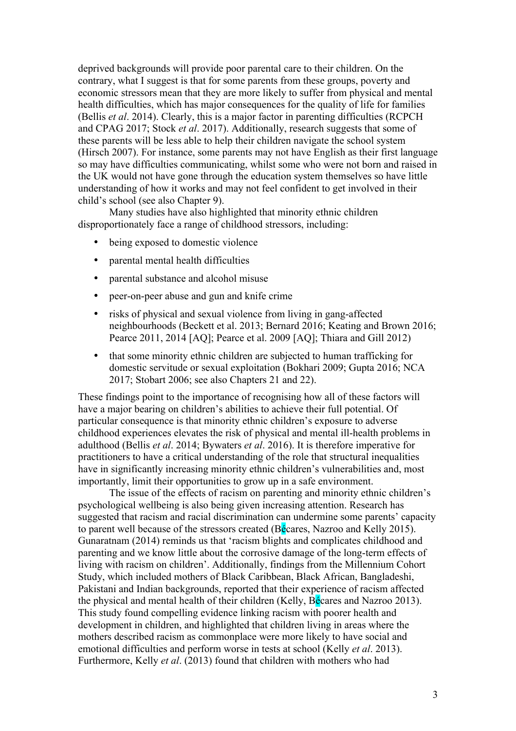deprived backgrounds will provide poor parental care to their children. On the contrary, what I suggest is that for some parents from these groups, poverty and economic stressors mean that they are more likely to suffer from physical and mental health difficulties, which has major consequences for the quality of life for families (Bellis *et al*. 2014). Clearly, this is a major factor in parenting difficulties (RCPCH and CPAG 2017; Stock *et al*. 2017). Additionally, research suggests that some of these parents will be less able to help their children navigate the school system (Hirsch 2007). For instance, some parents may not have English as their first language so may have difficulties communicating, whilst some who were not born and raised in the UK would not have gone through the education system themselves so have little understanding of how it works and may not feel confident to get involved in their child's school (see also Chapter 9).

Many studies have also highlighted that minority ethnic children disproportionately face a range of childhood stressors, including:

- being exposed to domestic violence
- parental mental health difficulties
- parental substance and alcohol misuse
- peer-on-peer abuse and gun and knife crime
- risks of physical and sexual violence from living in gang-affected neighbourhoods (Beckett et al. 2013; Bernard 2016; Keating and Brown 2016; Pearce 2011, 2014 [AQ]; Pearce et al. 2009 [AQ]; Thiara and Gill 2012)
- that some minority ethnic children are subjected to human trafficking for domestic servitude or sexual exploitation (Bokhari 2009; Gupta 2016; NCA 2017; Stobart 2006; see also Chapters 21 and 22).

These findings point to the importance of recognising how all of these factors will have a major bearing on children's abilities to achieve their full potential. Of particular consequence is that minority ethnic children's exposure to adverse childhood experiences elevates the risk of physical and mental ill-health problems in adulthood (Bellis *et al*. 2014; Bywaters *et al*. 2016). It is therefore imperative for practitioners to have a critical understanding of the role that structural inequalities have in significantly increasing minority ethnic children's vulnerabilities and, most importantly, limit their opportunities to grow up in a safe environment.

The issue of the effects of racism on parenting and minority ethnic children's psychological wellbeing is also being given increasing attention. Research has suggested that racism and racial discrimination can undermine some parents' capacity to parent well because of the stressors created (Bécares, Nazroo and Kelly 2015). Gunaratnam (2014) reminds us that 'racism blights and complicates childhood and parenting and we know little about the corrosive damage of the long-term effects of living with racism on children'. Additionally, findings from the Millennium Cohort Study, which included mothers of Black Caribbean, Black African, Bangladeshi, Pakistani and Indian backgrounds, reported that their experience of racism affected the physical and mental health of their children (Kelly, Bécares and Nazroo 2013). This study found compelling evidence linking racism with poorer health and development in children, and highlighted that children living in areas where the mothers described racism as commonplace were more likely to have social and emotional difficulties and perform worse in tests at school (Kelly *et al*. 2013). Furthermore, Kelly *et al*. (2013) found that children with mothers who had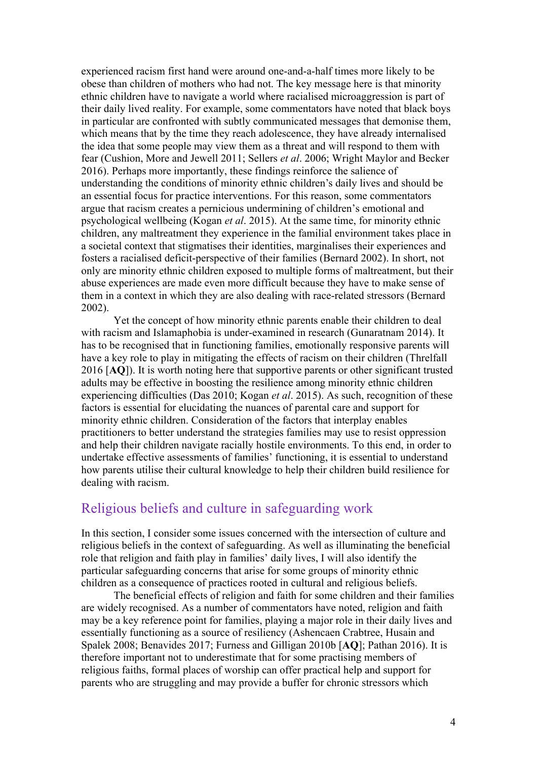experienced racism first hand were around one-and-a-half times more likely to be obese than children of mothers who had not. The key message here is that minority ethnic children have to navigate a world where racialised microaggression is part of their daily lived reality. For example, some commentators have noted that black boys in particular are confronted with subtly communicated messages that demonise them, which means that by the time they reach adolescence, they have already internalised the idea that some people may view them as a threat and will respond to them with fear (Cushion, More and Jewell 2011; Sellers *et al*. 2006; Wright Maylor and Becker 2016). Perhaps more importantly, these findings reinforce the salience of understanding the conditions of minority ethnic children's daily lives and should be an essential focus for practice interventions. For this reason, some commentators argue that racism creates a pernicious undermining of children's emotional and psychological wellbeing (Kogan *et al*. 2015). At the same time, for minority ethnic children, any maltreatment they experience in the familial environment takes place in a societal context that stigmatises their identities, marginalises their experiences and fosters a racialised deficit-perspective of their families (Bernard 2002). In short, not only are minority ethnic children exposed to multiple forms of maltreatment, but their abuse experiences are made even more difficult because they have to make sense of them in a context in which they are also dealing with race-related stressors (Bernard 2002).

Yet the concept of how minority ethnic parents enable their children to deal with racism and Islamaphobia is under-examined in research (Gunaratnam 2014). It has to be recognised that in functioning families, emotionally responsive parents will have a key role to play in mitigating the effects of racism on their children (Threlfall 2016 [**AQ**]). It is worth noting here that supportive parents or other significant trusted adults may be effective in boosting the resilience among minority ethnic children experiencing difficulties (Das 2010; Kogan *et al*. 2015). As such, recognition of these factors is essential for elucidating the nuances of parental care and support for minority ethnic children. Consideration of the factors that interplay enables practitioners to better understand the strategies families may use to resist oppression and help their children navigate racially hostile environments. To this end, in order to undertake effective assessments of families' functioning, it is essential to understand how parents utilise their cultural knowledge to help their children build resilience for dealing with racism.

## Religious beliefs and culture in safeguarding work

In this section, I consider some issues concerned with the intersection of culture and religious beliefs in the context of safeguarding. As well as illuminating the beneficial role that religion and faith play in families' daily lives, I will also identify the particular safeguarding concerns that arise for some groups of minority ethnic children as a consequence of practices rooted in cultural and religious beliefs.

The beneficial effects of religion and faith for some children and their families are widely recognised. As a number of commentators have noted, religion and faith may be a key reference point for families, playing a major role in their daily lives and essentially functioning as a source of resiliency (Ashencaen Crabtree, Husain and Spalek 2008; Benavides 2017; Furness and Gilligan 2010b [**AQ**]; Pathan 2016). It is therefore important not to underestimate that for some practising members of religious faiths, formal places of worship can offer practical help and support for parents who are struggling and may provide a buffer for chronic stressors which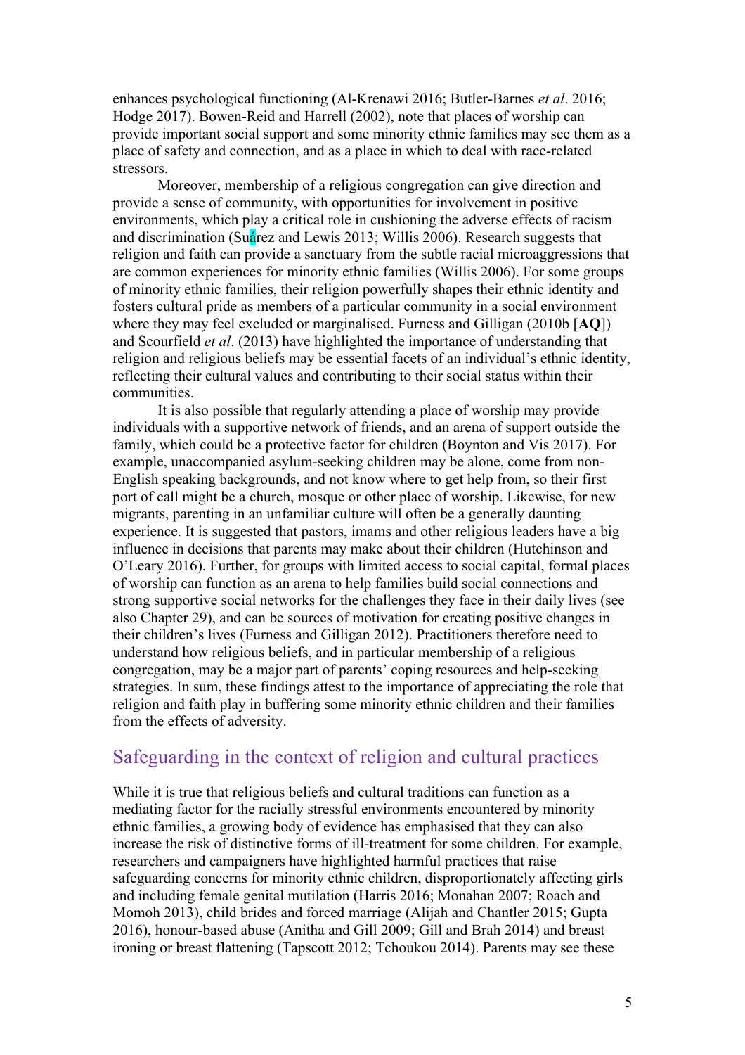enhances psychological functioning (Al-Krenawi 2016; Butler-Barnes *et al*. 2016; Hodge 2017). Bowen-Reid and Harrell (2002), note that places of worship can provide important social support and some minority ethnic families may see them as a place of safety and connection, and as a place in which to deal with race-related stressors.

Moreover, membership of a religious congregation can give direction and provide a sense of community, with opportunities for involvement in positive environments, which play a critical role in cushioning the adverse effects of racism and discrimination (Suárez and Lewis 2013; Willis 2006). Research suggests that religion and faith can provide a sanctuary from the subtle racial microaggressions that are common experiences for minority ethnic families (Willis 2006). For some groups of minority ethnic families, their religion powerfully shapes their ethnic identity and fosters cultural pride as members of a particular community in a social environment where they may feel excluded or marginalised. Furness and Gilligan (2010b [**AQ**]) and Scourfield *et al*. (2013) have highlighted the importance of understanding that religion and religious beliefs may be essential facets of an individual's ethnic identity, reflecting their cultural values and contributing to their social status within their communities.

It is also possible that regularly attending a place of worship may provide individuals with a supportive network of friends, and an arena of support outside the family, which could be a protective factor for children (Boynton and Vis 2017). For example, unaccompanied asylum-seeking children may be alone, come from non-English speaking backgrounds, and not know where to get help from, so their first port of call might be a church, mosque or other place of worship. Likewise, for new migrants, parenting in an unfamiliar culture will often be a generally daunting experience. It is suggested that pastors, imams and other religious leaders have a big influence in decisions that parents may make about their children (Hutchinson and O'Leary 2016). Further, for groups with limited access to social capital, formal places of worship can function as an arena to help families build social connections and strong supportive social networks for the challenges they face in their daily lives (see also Chapter 29), and can be sources of motivation for creating positive changes in their children's lives (Furness and Gilligan 2012). Practitioners therefore need to understand how religious beliefs, and in particular membership of a religious congregation, may be a major part of parents' coping resources and help-seeking strategies. In sum, these findings attest to the importance of appreciating the role that religion and faith play in buffering some minority ethnic children and their families from the effects of adversity.

## Safeguarding in the context of religion and cultural practices

While it is true that religious beliefs and cultural traditions can function as a mediating factor for the racially stressful environments encountered by minority ethnic families, a growing body of evidence has emphasised that they can also increase the risk of distinctive forms of ill-treatment for some children. For example, researchers and campaigners have highlighted harmful practices that raise safeguarding concerns for minority ethnic children, disproportionately affecting girls and including female genital mutilation (Harris 2016; Monahan 2007; Roach and Momoh 2013), child brides and forced marriage (Alijah and Chantler 2015; Gupta 2016), honour-based abuse (Anitha and Gill 2009; Gill and Brah 2014) and breast ironing or breast flattening (Tapscott 2012; Tchoukou 2014). Parents may see these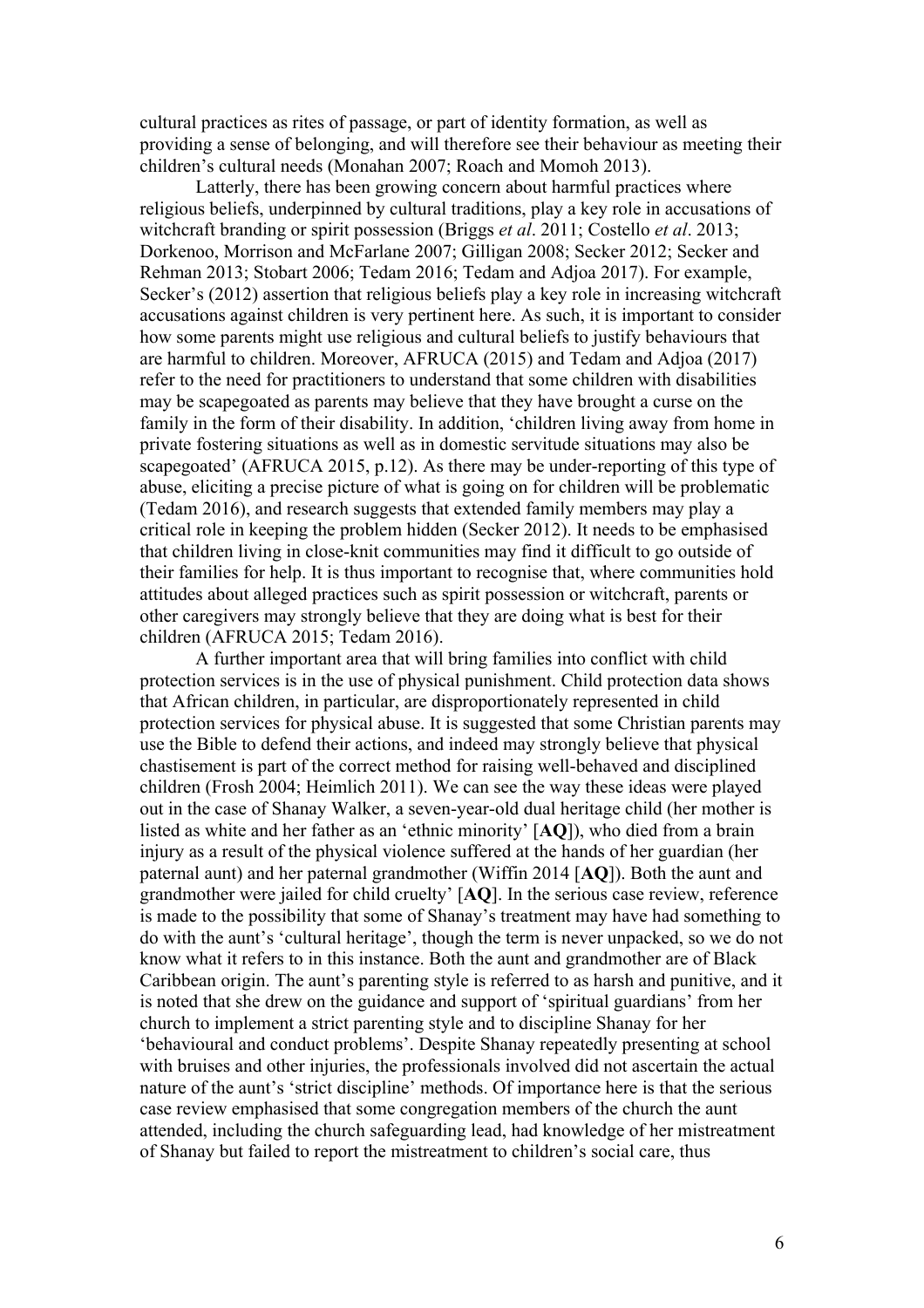cultural practices as rites of passage, or part of identity formation, as well as providing a sense of belonging, and will therefore see their behaviour as meeting their children's cultural needs (Monahan 2007; Roach and Momoh 2013).

Latterly, there has been growing concern about harmful practices where religious beliefs, underpinned by cultural traditions, play a key role in accusations of witchcraft branding or spirit possession (Briggs *et al*. 2011; Costello *et al*. 2013; Dorkenoo, Morrison and McFarlane 2007; Gilligan 2008; Secker 2012; Secker and Rehman 2013; Stobart 2006; Tedam 2016; Tedam and Adjoa 2017). For example, Secker's (2012) assertion that religious beliefs play a key role in increasing witchcraft accusations against children is very pertinent here. As such, it is important to consider how some parents might use religious and cultural beliefs to justify behaviours that are harmful to children. Moreover, AFRUCA (2015) and Tedam and Adjoa (2017) refer to the need for practitioners to understand that some children with disabilities may be scapegoated as parents may believe that they have brought a curse on the family in the form of their disability. In addition, 'children living away from home in private fostering situations as well as in domestic servitude situations may also be scapegoated' (AFRUCA 2015, p.12). As there may be under-reporting of this type of abuse, eliciting a precise picture of what is going on for children will be problematic (Tedam 2016), and research suggests that extended family members may play a critical role in keeping the problem hidden (Secker 2012). It needs to be emphasised that children living in close-knit communities may find it difficult to go outside of their families for help. It is thus important to recognise that, where communities hold attitudes about alleged practices such as spirit possession or witchcraft, parents or other caregivers may strongly believe that they are doing what is best for their children (AFRUCA 2015; Tedam 2016).

A further important area that will bring families into conflict with child protection services is in the use of physical punishment. Child protection data shows that African children, in particular, are disproportionately represented in child protection services for physical abuse. It is suggested that some Christian parents may use the Bible to defend their actions, and indeed may strongly believe that physical chastisement is part of the correct method for raising well-behaved and disciplined children (Frosh 2004; Heimlich 2011). We can see the way these ideas were played out in the case of Shanay Walker, a seven-year-old dual heritage child (her mother is listed as white and her father as an 'ethnic minority' [**AQ**]), who died from a brain injury as a result of the physical violence suffered at the hands of her guardian (her paternal aunt) and her paternal grandmother (Wiffin 2014 [**AQ**]). Both the aunt and grandmother were jailed for child cruelty' [**AQ**]. In the serious case review, reference is made to the possibility that some of Shanay's treatment may have had something to do with the aunt's 'cultural heritage', though the term is never unpacked, so we do not know what it refers to in this instance. Both the aunt and grandmother are of Black Caribbean origin. The aunt's parenting style is referred to as harsh and punitive, and it is noted that she drew on the guidance and support of 'spiritual guardians' from her church to implement a strict parenting style and to discipline Shanay for her 'behavioural and conduct problems'. Despite Shanay repeatedly presenting at school with bruises and other injuries, the professionals involved did not ascertain the actual nature of the aunt's 'strict discipline' methods. Of importance here is that the serious case review emphasised that some congregation members of the church the aunt attended, including the church safeguarding lead, had knowledge of her mistreatment of Shanay but failed to report the mistreatment to children's social care, thus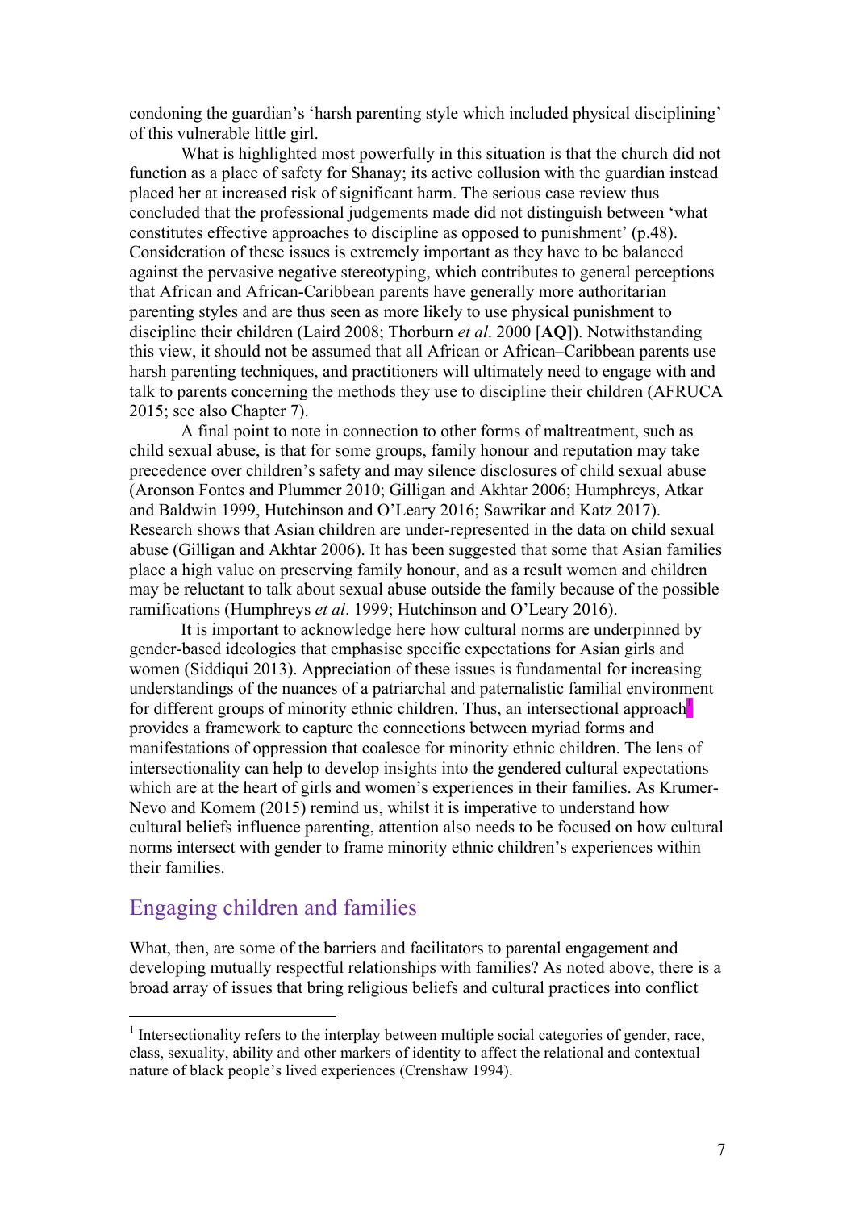condoning the guardian's 'harsh parenting style which included physical disciplining' of this vulnerable little girl.

What is highlighted most powerfully in this situation is that the church did not function as a place of safety for Shanay; its active collusion with the guardian instead placed her at increased risk of significant harm. The serious case review thus concluded that the professional judgements made did not distinguish between 'what constitutes effective approaches to discipline as opposed to punishment' (p.48). Consideration of these issues is extremely important as they have to be balanced against the pervasive negative stereotyping, which contributes to general perceptions that African and African-Caribbean parents have generally more authoritarian parenting styles and are thus seen as more likely to use physical punishment to discipline their children (Laird 2008; Thorburn *et al*. 2000 [**AQ**]). Notwithstanding this view, it should not be assumed that all African or African–Caribbean parents use harsh parenting techniques, and practitioners will ultimately need to engage with and talk to parents concerning the methods they use to discipline their children (AFRUCA 2015; see also Chapter 7).

A final point to note in connection to other forms of maltreatment, such as child sexual abuse, is that for some groups, family honour and reputation may take precedence over children's safety and may silence disclosures of child sexual abuse (Aronson Fontes and Plummer 2010; Gilligan and Akhtar 2006; Humphreys, Atkar and Baldwin 1999, Hutchinson and O'Leary 2016; Sawrikar and Katz 2017). Research shows that Asian children are under-represented in the data on child sexual abuse (Gilligan and Akhtar 2006). It has been suggested that some that Asian families place a high value on preserving family honour, and as a result women and children may be reluctant to talk about sexual abuse outside the family because of the possible ramifications (Humphreys *et al*. 1999; Hutchinson and O'Leary 2016).

It is important to acknowledge here how cultural norms are underpinned by gender-based ideologies that emphasise specific expectations for Asian girls and women (Siddiqui 2013). Appreciation of these issues is fundamental for increasing understandings of the nuances of a patriarchal and paternalistic familial environment for different groups of minority ethnic children. Thus, an intersectional approach[1] provides a framework to capture the connections between myriad forms and manifestations of oppression that coalesce for minority ethnic children. The lens of intersectionality can help to develop insights into the gendered cultural expectations which are at the heart of girls and women's experiences in their families. As Krumer-Nevo and Komem (2015) remind us, whilst it is imperative to understand how cultural beliefs influence parenting, attention also needs to be focused on how cultural norms intersect with gender to frame minority ethnic children's experiences within their families.

## Engaging children and families

What, then, are some of the barriers and facilitators to parental engagement and developing mutually respectful relationships with families? As noted above, there is a broad array of issues that bring religious beliefs and cultural practices into conflict

[1] Intersectionality refers to the interplay between multiple social categories of gender, race, class, sexuality, ability and other markers of identity to affect the relational and contextual nature of black people's lived experiences (Crenshaw 1994).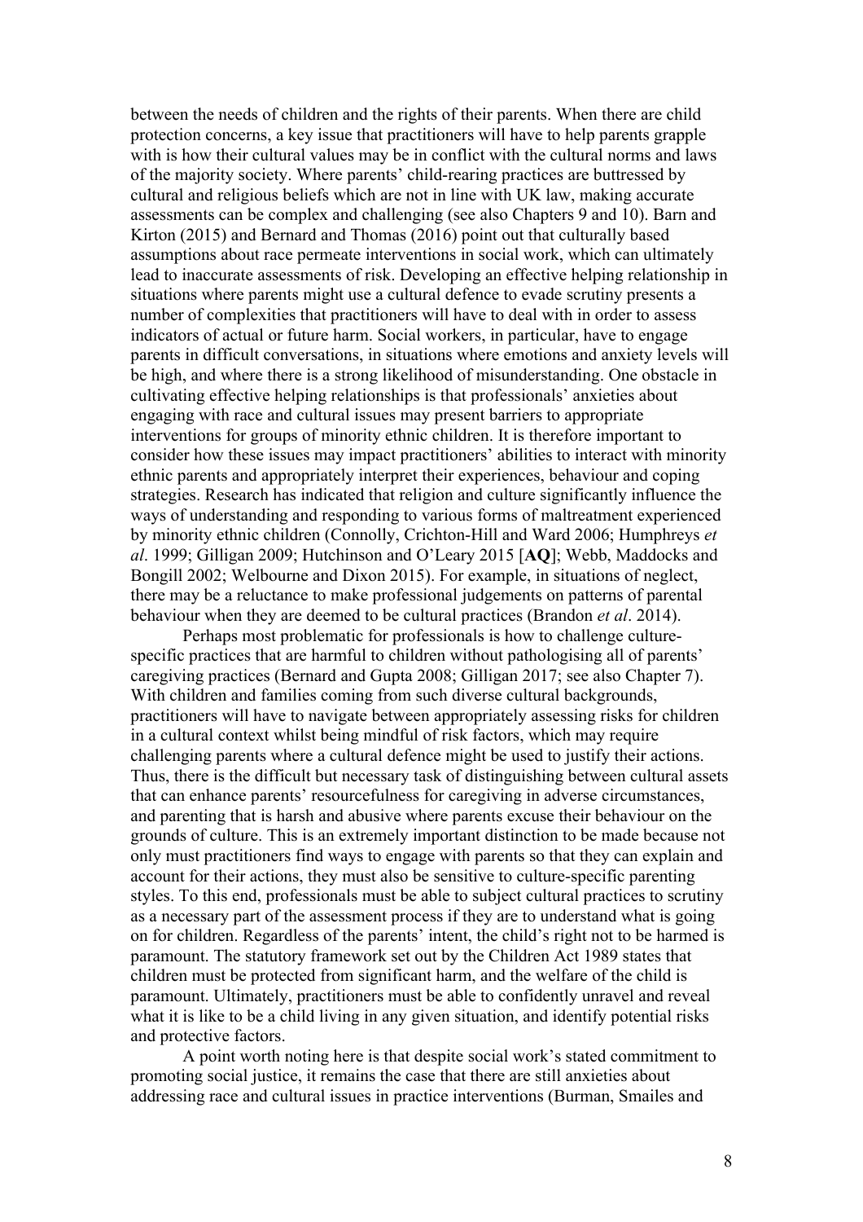between the needs of children and the rights of their parents. When there are child protection concerns, a key issue that practitioners will have to help parents grapple with is how their cultural values may be in conflict with the cultural norms and laws of the majority society. Where parents' child-rearing practices are buttressed by cultural and religious beliefs which are not in line with UK law, making accurate assessments can be complex and challenging (see also Chapters 9 and 10). Barn and Kirton (2015) and Bernard and Thomas (2016) point out that culturally based assumptions about race permeate interventions in social work, which can ultimately lead to inaccurate assessments of risk. Developing an effective helping relationship in situations where parents might use a cultural defence to evade scrutiny presents a number of complexities that practitioners will have to deal with in order to assess indicators of actual or future harm. Social workers, in particular, have to engage parents in difficult conversations, in situations where emotions and anxiety levels will be high, and where there is a strong likelihood of misunderstanding. One obstacle in cultivating effective helping relationships is that professionals' anxieties about engaging with race and cultural issues may present barriers to appropriate interventions for groups of minority ethnic children. It is therefore important to consider how these issues may impact practitioners' abilities to interact with minority ethnic parents and appropriately interpret their experiences, behaviour and coping strategies. Research has indicated that religion and culture significantly influence the ways of understanding and responding to various forms of maltreatment experienced by minority ethnic children (Connolly, Crichton-Hill and Ward 2006; Humphreys *et al*. 1999; Gilligan 2009; Hutchinson and O'Leary 2015 [**AQ**]; Webb, Maddocks and Bongill 2002; Welbourne and Dixon 2015). For example, in situations of neglect, there may be a reluctance to make professional judgements on patterns of parental behaviour when they are deemed to be cultural practices (Brandon *et al*. 2014).

Perhaps most problematic for professionals is how to challenge culture-specific practices that are harmful to children without pathologising all of parents' caregiving practices (Bernard and Gupta 2008; Gilligan 2017; see also Chapter 7). With children and families coming from such diverse cultural backgrounds, practitioners will have to navigate between appropriately assessing risks for children in a cultural context whilst being mindful of risk factors, which may require challenging parents where a cultural defence might be used to justify their actions. Thus, there is the difficult but necessary task of distinguishing between cultural assets that can enhance parents' resourcefulness for caregiving in adverse circumstances, and parenting that is harsh and abusive where parents excuse their behaviour on the grounds of culture. This is an extremely important distinction to be made because not only must practitioners find ways to engage with parents so that they can explain and account for their actions, they must also be sensitive to culture-specific parenting styles. To this end, professionals must be able to subject cultural practices to scrutiny as a necessary part of the assessment process if they are to understand what is going on for children. Regardless of the parents' intent, the child's right not to be harmed is paramount. The statutory framework set out by the Children Act 1989 states that children must be protected from significant harm, and the welfare of the child is paramount. Ultimately, practitioners must be able to confidently unravel and reveal what it is like to be a child living in any given situation, and identify potential risks and protective factors.

A point worth noting here is that despite social work's stated commitment to promoting social justice, it remains the case that there are still anxieties about addressing race and cultural issues in practice interventions (Burman, Smailes and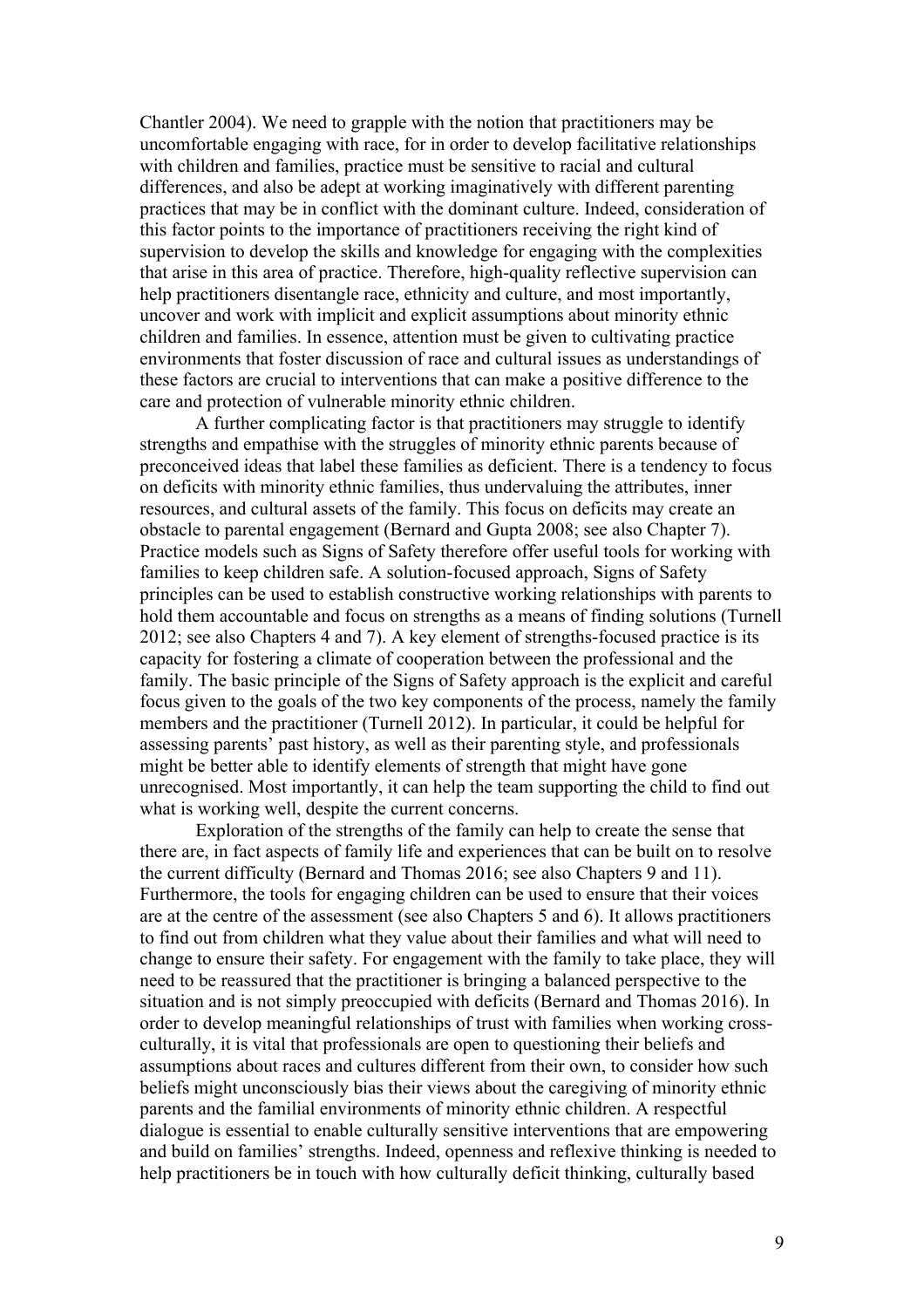Chantler 2004). We need to grapple with the notion that practitioners may be uncomfortable engaging with race, for in order to develop facilitative relationships with children and families, practice must be sensitive to racial and cultural differences, and also be adept at working imaginatively with different parenting practices that may be in conflict with the dominant culture. Indeed, consideration of this factor points to the importance of practitioners receiving the right kind of supervision to develop the skills and knowledge for engaging with the complexities that arise in this area of practice. Therefore, high-quality reflective supervision can help practitioners disentangle race, ethnicity and culture, and most importantly, uncover and work with implicit and explicit assumptions about minority ethnic children and families. In essence, attention must be given to cultivating practice environments that foster discussion of race and cultural issues as understandings of these factors are crucial to interventions that can make a positive difference to the care and protection of vulnerable minority ethnic children.

A further complicating factor is that practitioners may struggle to identify strengths and empathise with the struggles of minority ethnic parents because of preconceived ideas that label these families as deficient. There is a tendency to focus on deficits with minority ethnic families, thus undervaluing the attributes, inner resources, and cultural assets of the family. This focus on deficits may create an obstacle to parental engagement (Bernard and Gupta 2008; see also Chapter 7). Practice models such as Signs of Safety therefore offer useful tools for working with families to keep children safe. A solution-focused approach, Signs of Safety principles can be used to establish constructive working relationships with parents to hold them accountable and focus on strengths as a means of finding solutions (Turnell 2012; see also Chapters 4 and 7). A key element of strengths-focused practice is its capacity for fostering a climate of cooperation between the professional and the family. The basic principle of the Signs of Safety approach is the explicit and careful focus given to the goals of the two key components of the process, namely the family members and the practitioner (Turnell 2012). In particular, it could be helpful for assessing parents' past history, as well as their parenting style, and professionals might be better able to identify elements of strength that might have gone unrecognised. Most importantly, it can help the team supporting the child to find out what is working well, despite the current concerns.

Exploration of the strengths of the family can help to create the sense that there are, in fact aspects of family life and experiences that can be built on to resolve the current difficulty (Bernard and Thomas 2016; see also Chapters 9 and 11). Furthermore, the tools for engaging children can be used to ensure that their voices are at the centre of the assessment (see also Chapters 5 and 6). It allows practitioners to find out from children what they value about their families and what will need to change to ensure their safety. For engagement with the family to take place, they will need to be reassured that the practitioner is bringing a balanced perspective to the situation and is not simply preoccupied with deficits (Bernard and Thomas 2016). In order to develop meaningful relationships of trust with families when working cross-culturally, it is vital that professionals are open to questioning their beliefs and assumptions about races and cultures different from their own, to consider how such beliefs might unconsciously bias their views about the caregiving of minority ethnic parents and the familial environments of minority ethnic children. A respectful dialogue is essential to enable culturally sensitive interventions that are empowering and build on families' strengths. Indeed, openness and reflexive thinking is needed to help practitioners be in touch with how culturally deficit thinking, culturally based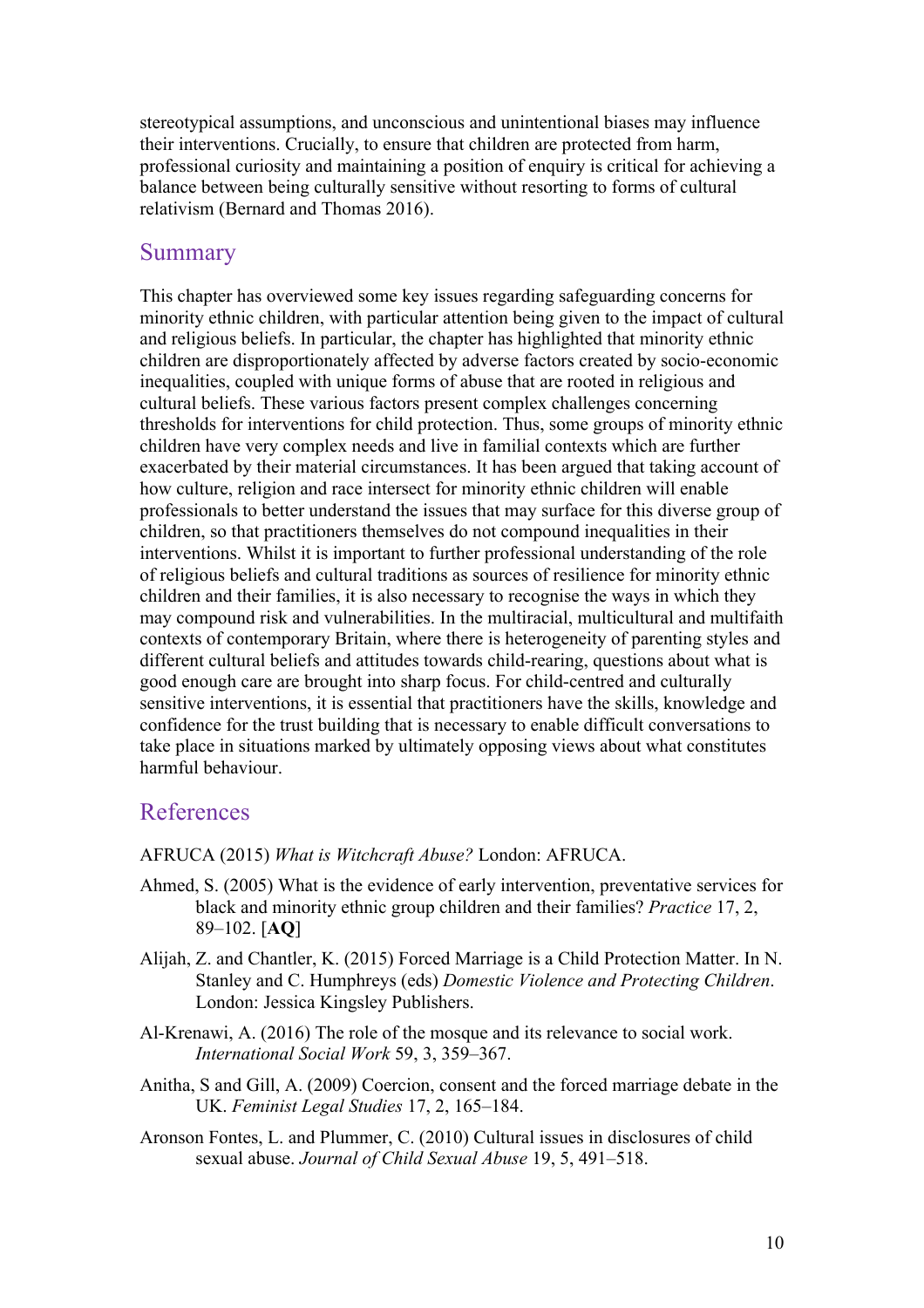stereotypical assumptions, and unconscious and unintentional biases may influence their interventions. Crucially, to ensure that children are protected from harm, professional curiosity and maintaining a position of enquiry is critical for achieving a balance between being culturally sensitive without resorting to forms of cultural relativism (Bernard and Thomas 2016).

## Summary

This chapter has overviewed some key issues regarding safeguarding concerns for minority ethnic children, with particular attention being given to the impact of cultural and religious beliefs. In particular, the chapter has highlighted that minority ethnic children are disproportionately affected by adverse factors created by socio-economic inequalities, coupled with unique forms of abuse that are rooted in religious and cultural beliefs. These various factors present complex challenges concerning thresholds for interventions for child protection. Thus, some groups of minority ethnic children have very complex needs and live in familial contexts which are further exacerbated by their material circumstances. It has been argued that taking account of how culture, religion and race intersect for minority ethnic children will enable professionals to better understand the issues that may surface for this diverse group of children, so that practitioners themselves do not compound inequalities in their interventions. Whilst it is important to further professional understanding of the role of religious beliefs and cultural traditions as sources of resilience for minority ethnic children and their families, it is also necessary to recognise the ways in which they may compound risk and vulnerabilities. In the multiracial, multicultural and multifaith contexts of contemporary Britain, where there is heterogeneity of parenting styles and different cultural beliefs and attitudes towards child-rearing, questions about what is good enough care are brought into sharp focus. For child-centred and culturally sensitive interventions, it is essential that practitioners have the skills, knowledge and confidence for the trust building that is necessary to enable difficult conversations to take place in situations marked by ultimately opposing views about what constitutes harmful behaviour.

## References

AFRUCA (2015) *What is Witchcraft Abuse?* London: AFRUCA.

Ahmed, S. (2005) What is the evidence of early intervention, preventative services for black and minority ethnic group children and their families? *Practice* 17, 2, 89–102. [**AQ**]

Alijah, Z. and Chantler, K. (2015) Forced Marriage is a Child Protection Matter. In N. Stanley and C. Humphreys (eds) *Domestic Violence and Protecting Children*. London: Jessica Kingsley Publishers.

Al-Krenawi, A. (2016) The role of the mosque and its relevance to social work. *International Social Work* 59, 3, 359–367.

Anitha, S and Gill, A. (2009) Coercion, consent and the forced marriage debate in the UK. *Feminist Legal Studies* 17, 2, 165–184.

Aronson Fontes, L. and Plummer, C. (2010) Cultural issues in disclosures of child sexual abuse. *Journal of Child Sexual Abuse* 19, 5, 491–518.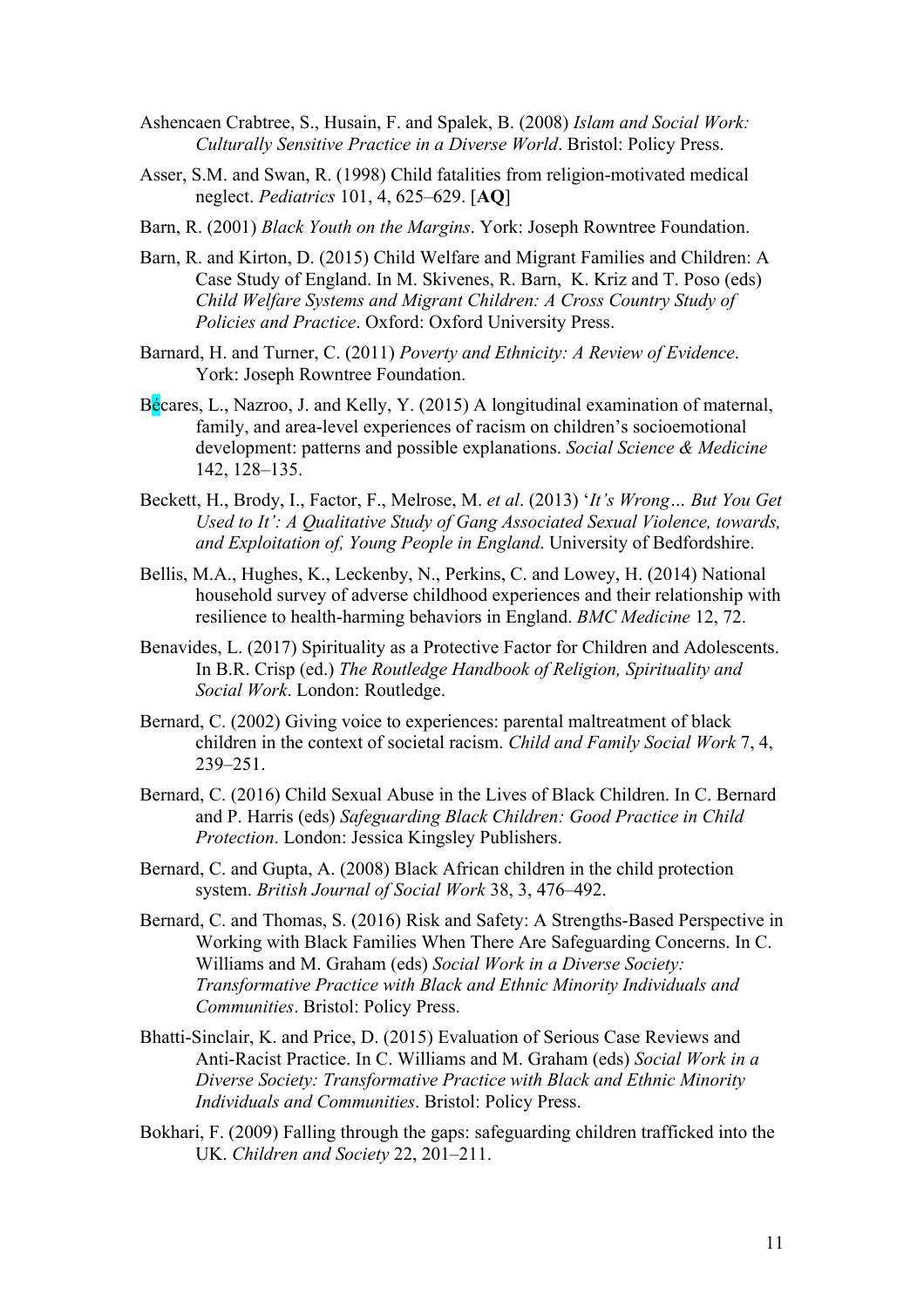Ashencaen Crabtree, S., Husain, F. and Spalek, B. (2008) *Islam and Social Work: Culturally Sensitive Practice in a Diverse World*. Bristol: Policy Press.

Asser, S.M. and Swan, R. (1998) Child fatalities from religion-motivated medical neglect. *Pediatrics* 101, 4, 625–629. [**AQ**]

Barn, R. (2001) *Black Youth on the Margins*. York: Joseph Rowntree Foundation.

Barn, R. and Kirton, D. (2015) Child Welfare and Migrant Families and Children: A Case Study of England. In M. Skivenes, R. Barn, K. Kriz and T. Poso (eds) *Child Welfare Systems and Migrant Children: A Cross Country Study of Policies and Practice*. Oxford: Oxford University Press.

Barnard, H. and Turner, C. (2011) *Poverty and Ethnicity: A Review of Evidence*. York: Joseph Rowntree Foundation.

Bécares, L., Nazroo, J. and Kelly, Y. (2015) A longitudinal examination of maternal, family, and area-level experiences of racism on children's socioemotional development: patterns and possible explanations. *Social Science & Medicine* 142, 128–135.

Beckett, H., Brody, I., Factor, F., Melrose, M. *et al*. (2013) '*It's Wrong… But You Get Used to It': A Qualitative Study of Gang Associated Sexual Violence, towards, and Exploitation of, Young People in England*. University of Bedfordshire.

Bellis, M.A., Hughes, K., Leckenby, N., Perkins, C. and Lowey, H. (2014) National household survey of adverse childhood experiences and their relationship with resilience to health-harming behaviors in England. *BMC Medicine* 12, 72.

Benavides, L. (2017) Spirituality as a Protective Factor for Children and Adolescents. In B.R. Crisp (ed.) *The Routledge Handbook of Religion, Spirituality and Social Work*. London: Routledge.

Bernard, C. (2002) Giving voice to experiences: parental maltreatment of black children in the context of societal racism. *Child and Family Social Work* 7, 4, 239–251.

Bernard, C. (2016) Child Sexual Abuse in the Lives of Black Children. In C. Bernard and P. Harris (eds) *Safeguarding Black Children: Good Practice in Child Protection*. London: Jessica Kingsley Publishers.

Bernard, C. and Gupta, A. (2008) Black African children in the child protection system. *British Journal of Social Work* 38, 3, 476–492.

Bernard, C. and Thomas, S. (2016) Risk and Safety: A Strengths-Based Perspective in Working with Black Families When There Are Safeguarding Concerns. In C. Williams and M. Graham (eds) *Social Work in a Diverse Society: Transformative Practice with Black and Ethnic Minority Individuals and Communities*. Bristol: Policy Press.

Bhatti-Sinclair, K. and Price, D. (2015) Evaluation of Serious Case Reviews and Anti-Racist Practice. In C. Williams and M. Graham (eds) *Social Work in a Diverse Society: Transformative Practice with Black and Ethnic Minority Individuals and Communities*. Bristol: Policy Press.

Bokhari, F. (2009) Falling through the gaps: safeguarding children trafficked into the UK. *Children and Society* 22, 201–211.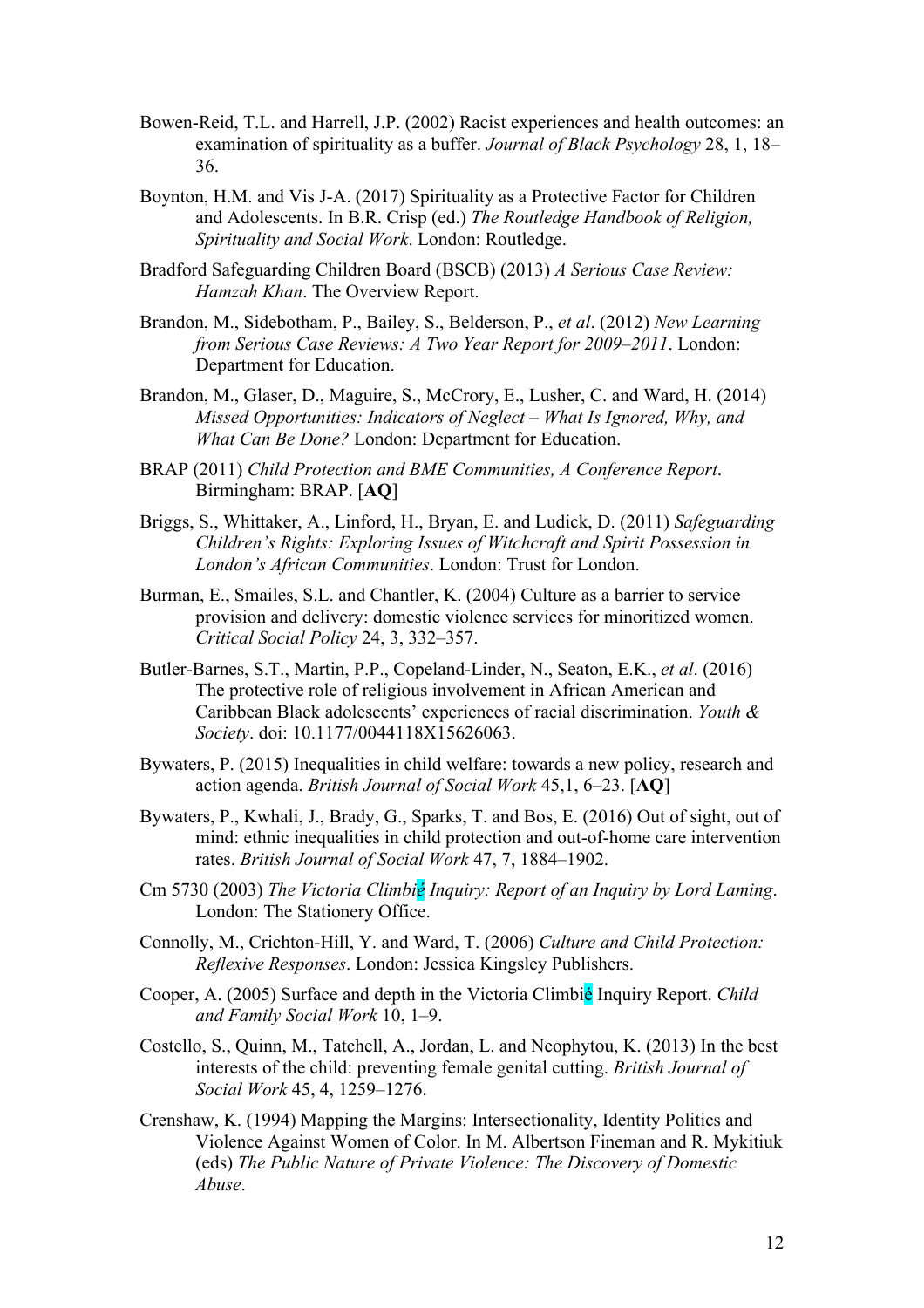Bowen-Reid, T.L. and Harrell, J.P. (2002) Racist experiences and health outcomes: an examination of spirituality as a buffer. *Journal of Black Psychology* 28, 1, 18–36.

Boynton, H.M. and Vis J-A. (2017) Spirituality as a Protective Factor for Children and Adolescents. In B.R. Crisp (ed.) *The Routledge Handbook of Religion, Spirituality and Social Work*. London: Routledge.

Bradford Safeguarding Children Board (BSCB) (2013) *A Serious Case Review: Hamzah Khan*. The Overview Report.

Brandon, M., Sidebotham, P., Bailey, S., Belderson, P., *et al*. (2012) *New Learning from Serious Case Reviews: A Two Year Report for 2009–2011*. London: Department for Education.

Brandon, M., Glaser, D., Maguire, S., McCrory, E., Lusher, C. and Ward, H. (2014) *Missed Opportunities: Indicators of Neglect – What Is Ignored, Why, and What Can Be Done?* London: Department for Education.

BRAP (2011) *Child Protection and BME Communities, A Conference Report*. Birmingham: BRAP. [**AQ**]

Briggs, S., Whittaker, A., Linford, H., Bryan, E. and Ludick, D. (2011) *Safeguarding Children's Rights: Exploring Issues of Witchcraft and Spirit Possession in London's African Communities*. London: Trust for London.

Burman, E., Smailes, S.L. and Chantler, K. (2004) Culture as a barrier to service provision and delivery: domestic violence services for minoritized women. *Critical Social Policy* 24, 3, 332–357.

Butler-Barnes, S.T., Martin, P.P., Copeland-Linder, N., Seaton, E.K., *et al*. (2016) The protective role of religious involvement in African American and Caribbean Black adolescents' experiences of racial discrimination. *Youth & Society*. doi: 10.1177/0044118X15626063.

Bywaters, P. (2015) Inequalities in child welfare: towards a new policy, research and action agenda. *British Journal of Social Work* 45,1, 6–23. [**AQ**]

Bywaters, P., Kwhali, J., Brady, G., Sparks, T. and Bos, E. (2016) Out of sight, out of mind: ethnic inequalities in child protection and out-of-home care intervention rates. *British Journal of Social Work* 47, 7, 1884–1902.

Cm 5730 (2003) *The Victoria Climbié Inquiry: Report of an Inquiry by Lord Laming*. London: The Stationery Office.

Connolly, M., Crichton-Hill, Y. and Ward, T. (2006) *Culture and Child Protection: Reflexive Responses*. London: Jessica Kingsley Publishers.

Cooper, A. (2005) Surface and depth in the Victoria Climbié Inquiry Report. *Child and Family Social Work* 10, 1–9.

Costello, S., Quinn, M., Tatchell, A., Jordan, L. and Neophytou, K. (2013) In the best interests of the child: preventing female genital cutting. *British Journal of Social Work* 45, 4, 1259–1276.

Crenshaw, K. (1994) Mapping the Margins: Intersectionality, Identity Politics and Violence Against Women of Color. In M. Albertson Fineman and R. Mykitiuk (eds) *The Public Nature of Private Violence: The Discovery of Domestic Abuse*.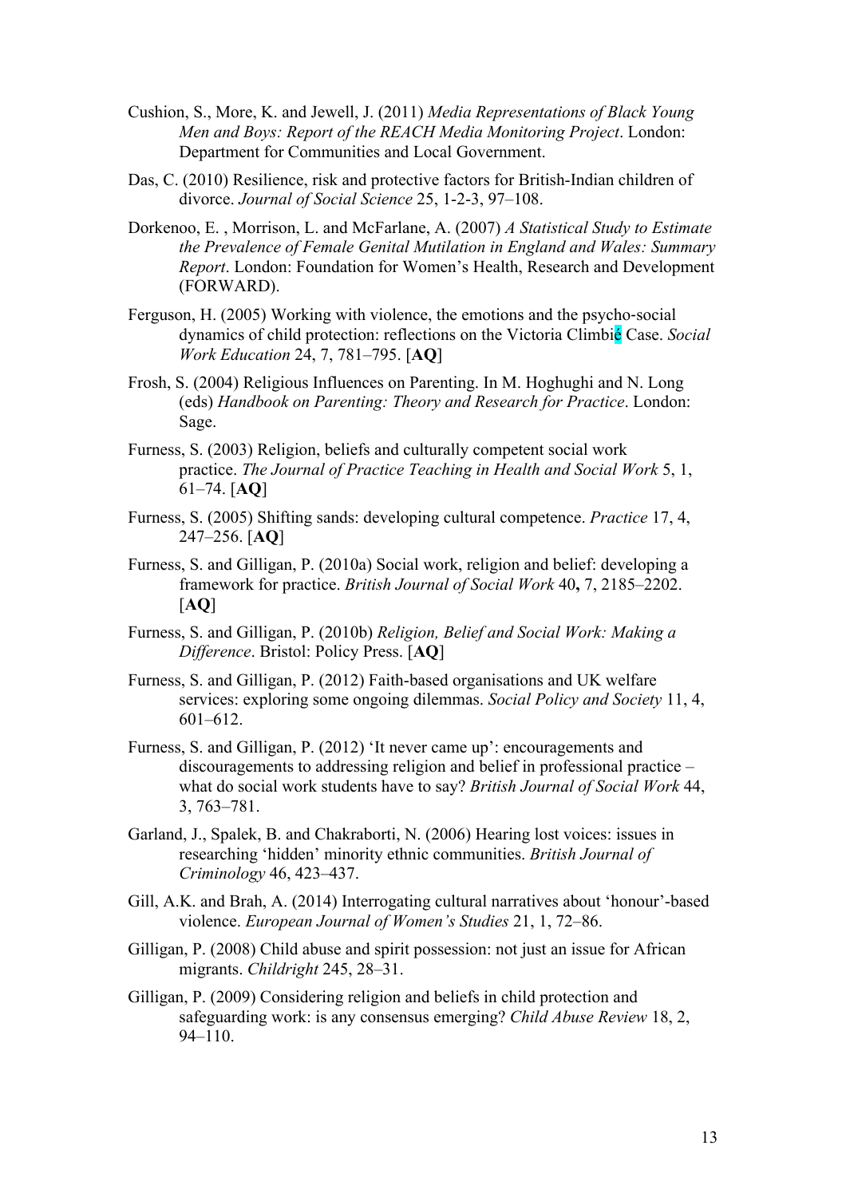Cushion, S., More, K. and Jewell, J. (2011) *Media Representations of Black Young Men and Boys: Report of the REACH Media Monitoring Project*. London: Department for Communities and Local Government.

Das, C. (2010) Resilience, risk and protective factors for British-Indian children of divorce. *Journal of Social Science* 25, 1-2-3, 97–108.

Dorkenoo, E. , Morrison, L. and McFarlane, A. (2007) *A Statistical Study to Estimate the Prevalence of Female Genital Mutilation in England and Wales: Summary Report*. London: Foundation for Women's Health, Research and Development (FORWARD).

Ferguson, H. (2005) Working with violence, the emotions and the psycho-social dynamics of child protection: reflections on the Victoria Climbié Case. *Social Work Education* 24, 7, 781–795. [**AQ**]

Frosh, S. (2004) Religious Influences on Parenting. In M. Hoghughi and N. Long (eds) *Handbook on Parenting: Theory and Research for Practice*. London: Sage.

Furness, S. (2003) Religion, beliefs and culturally competent social work practice. *The Journal of Practice Teaching in Health and Social Work* 5, 1, 61–74. [**AQ**]

Furness, S. (2005) Shifting sands: developing cultural competence. *Practice* 17, 4, 247–256. [**AQ**]

Furness, S. and Gilligan, P. (2010a) Social work, religion and belief: developing a framework for practice. *British Journal of Social Work* 40**,** 7, 2185–2202. [**AQ**]

Furness, S. and Gilligan, P. (2010b) *Religion, Belief and Social Work: Making a Difference*. Bristol: Policy Press. [**AQ**]

Furness, S. and Gilligan, P. (2012) Faith-based organisations and UK welfare services: exploring some ongoing dilemmas. *Social Policy and Society* 11, 4, 601–612.

Furness, S. and Gilligan, P. (2012) 'It never came up': encouragements and discouragements to addressing religion and belief in professional practice – what do social work students have to say? *British Journal of Social Work* 44, 3, 763–781.

Garland, J., Spalek, B. and Chakraborti, N. (2006) Hearing lost voices: issues in researching 'hidden' minority ethnic communities. *British Journal of Criminology* 46, 423–437.

Gill, A.K. and Brah, A. (2014) Interrogating cultural narratives about 'honour'-based violence. *European Journal of Women's Studies* 21, 1, 72–86.

Gilligan, P. (2008) Child abuse and spirit possession: not just an issue for African migrants. *Childright* 245, 28–31.

Gilligan, P. (2009) Considering religion and beliefs in child protection and safeguarding work: is any consensus emerging? *Child Abuse Review* 18, 2, 94–110.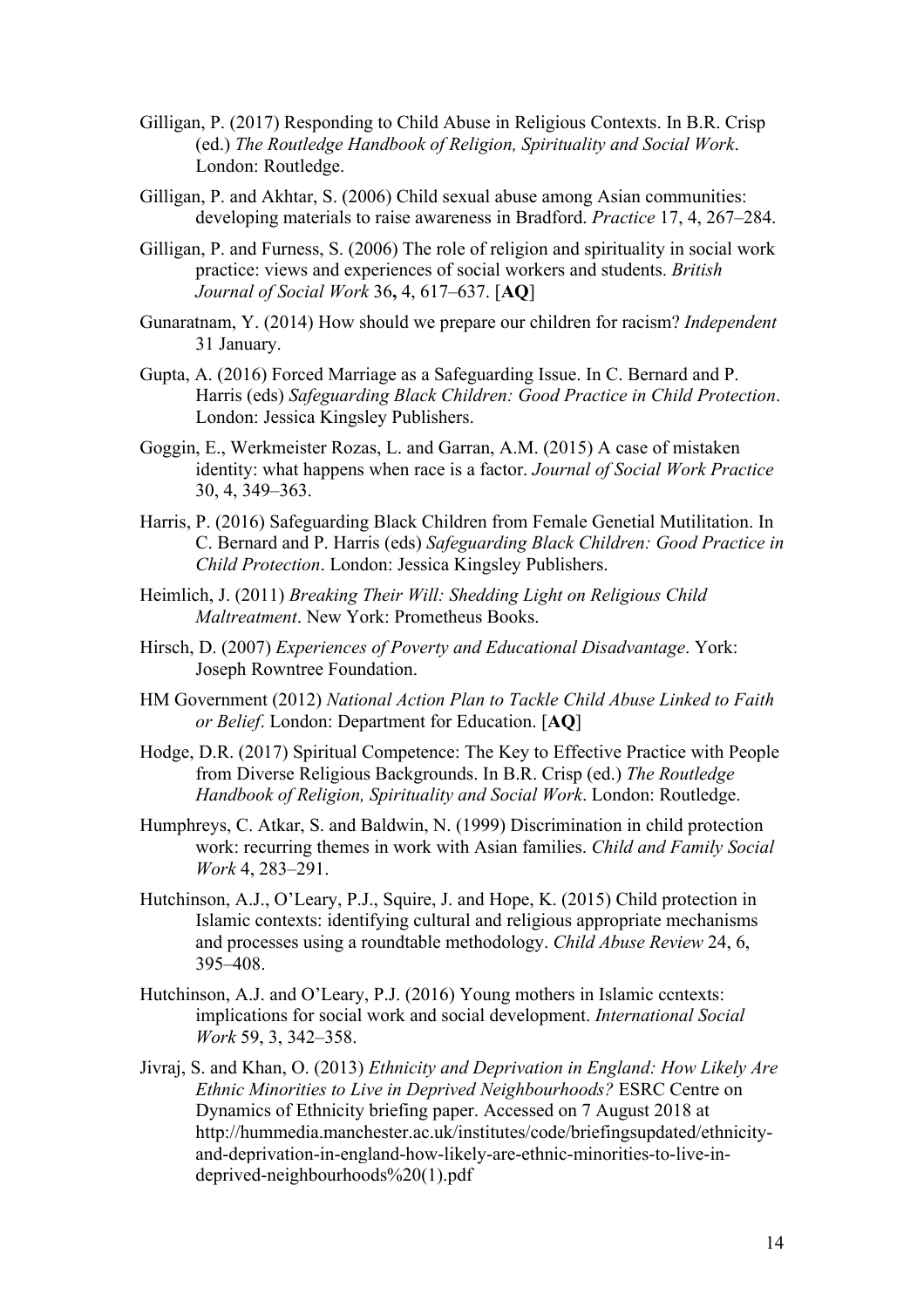Gilligan, P. (2017) Responding to Child Abuse in Religious Contexts. In B.R. Crisp (ed.) *The Routledge Handbook of Religion, Spirituality and Social Work*. London: Routledge.

Gilligan, P. and Akhtar, S. (2006) Child sexual abuse among Asian communities: developing materials to raise awareness in Bradford. *Practice* 17, 4, 267–284.

Gilligan, P. and Furness, S. (2006) The role of religion and spirituality in social work practice: views and experiences of social workers and students. *British Journal of Social Work* 36**,** 4, 617–637. [**AQ**]

Gunaratnam, Y. (2014) How should we prepare our children for racism? *Independent* 31 January.

Gupta, A. (2016) Forced Marriage as a Safeguarding Issue. In C. Bernard and P. Harris (eds) *Safeguarding Black Children: Good Practice in Child Protection*. London: Jessica Kingsley Publishers.

Goggin, E., Werkmeister Rozas, L. and Garran, A.M. (2015) A case of mistaken identity: what happens when race is a factor. *Journal of Social Work Practice* 30, 4, 349–363.

Harris, P. (2016) Safeguarding Black Children from Female Genetial Mutilitation. In C. Bernard and P. Harris (eds) *Safeguarding Black Children: Good Practice in Child Protection*. London: Jessica Kingsley Publishers.

Heimlich, J. (2011) *Breaking Their Will: Shedding Light on Religious Child Maltreatment*. New York: Prometheus Books.

Hirsch, D. (2007) *Experiences of Poverty and Educational Disadvantage*. York: Joseph Rowntree Foundation.

HM Government (2012) *National Action Plan to Tackle Child Abuse Linked to Faith or Belief*. London: Department for Education. [**AQ**]

Hodge, D.R. (2017) Spiritual Competence: The Key to Effective Practice with People from Diverse Religious Backgrounds. In B.R. Crisp (ed.) *The Routledge Handbook of Religion, Spirituality and Social Work*. London: Routledge.

Humphreys, C. Atkar, S. and Baldwin, N. (1999) Discrimination in child protection work: recurring themes in work with Asian families. *Child and Family Social Work* 4, 283–291.

Hutchinson, A.J., O'Leary, P.J., Squire, J. and Hope, K. (2015) Child protection in Islamic contexts: identifying cultural and religious appropriate mechanisms and processes using a roundtable methodology. *Child Abuse Review* 24, 6, 395–408.

Hutchinson, A.J. and O'Leary, P.J. (2016) Young mothers in Islamic ccntexts: implications for social work and social development. *International Social Work* 59, 3, 342–358.

Jivraj, S. and Khan, O. (2013) *Ethnicity and Deprivation in England: How Likely Are Ethnic Minorities to Live in Deprived Neighbourhoods?* ESRC Centre on Dynamics of Ethnicity briefing paper. Accessed on 7 August 2018 at http://hummedia.manchester.ac.uk/institutes/code/briefingsupdated/ethnicity-and-deprivation-in-england-how-likely-are-ethnic-minorities-to-live-in-deprived-neighbourhoods%20(1).pdf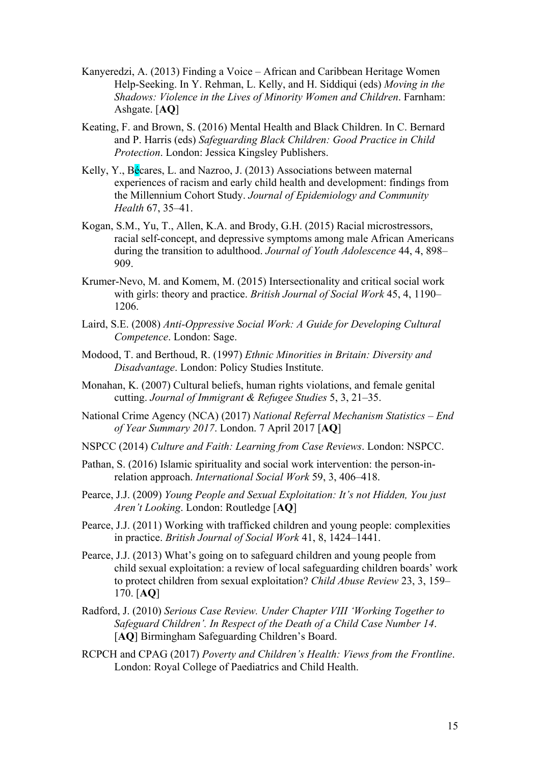Kanyeredzi, A. (2013) Finding a Voice – African and Caribbean Heritage Women Help-Seeking. In Y. Rehman, L. Kelly, and H. Siddiqui (eds) *Moving in the Shadows: Violence in the Lives of Minority Women and Children*. Farnham: Ashgate. [**AQ**]

Keating, F. and Brown, S. (2016) Mental Health and Black Children. In C. Bernard and P. Harris (eds) *Safeguarding Black Children: Good Practice in Child Protection*. London: Jessica Kingsley Publishers.

Kelly, Y., Bécares, L. and Nazroo, J. (2013) Associations between maternal experiences of racism and early child health and development: findings from the Millennium Cohort Study. *Journal of Epidemiology and Community Health* 67, 35–41.

Kogan, S.M., Yu, T., Allen, K.A. and Brody, G.H. (2015) Racial microstressors, racial self-concept, and depressive symptoms among male African Americans during the transition to adulthood. *Journal of Youth Adolescence* 44, 4, 898–909.

Krumer-Nevo, M. and Komem, M. (2015) Intersectionality and critical social work with girls: theory and practice. *British Journal of Social Work* 45, 4, 1190–1206.

Laird, S.E. (2008) *Anti-Oppressive Social Work: A Guide for Developing Cultural Competence*. London: Sage.

Modood, T. and Berthoud, R. (1997) *Ethnic Minorities in Britain: Diversity and Disadvantage*. London: Policy Studies Institute.

Monahan, K. (2007) Cultural beliefs, human rights violations, and female genital cutting. *Journal of Immigrant & Refugee Studies* 5, 3, 21–35.

National Crime Agency (NCA) (2017) *National Referral Mechanism Statistics – End of Year Summary 2017*. London. 7 April 2017 [**AQ**]

NSPCC (2014) *Culture and Faith: Learning from Case Reviews*. London: NSPCC.

Pathan, S. (2016) Islamic spirituality and social work intervention: the person-in-relation approach. *International Social Work* 59, 3, 406–418.

Pearce, J.J. (2009) *Young People and Sexual Exploitation: It's not Hidden, You just Aren't Looking*. London: Routledge [**AQ**]

Pearce, J.J. (2011) Working with trafficked children and young people: complexities in practice. *British Journal of Social Work* 41, 8, 1424–1441.

Pearce, J.J. (2013) What's going on to safeguard children and young people from child sexual exploitation: a review of local safeguarding children boards' work to protect children from sexual exploitation? *Child Abuse Review* 23, 3, 159–170. [**AQ**]

Radford, J. (2010) *Serious Case Review. Under Chapter VIII 'Working Together to Safeguard Children'. In Respect of the Death of a Child Case Number 14*. [**AQ**] Birmingham Safeguarding Children's Board.

RCPCH and CPAG (2017) *Poverty and Children's Health: Views from the Frontline*. London: Royal College of Paediatrics and Child Health.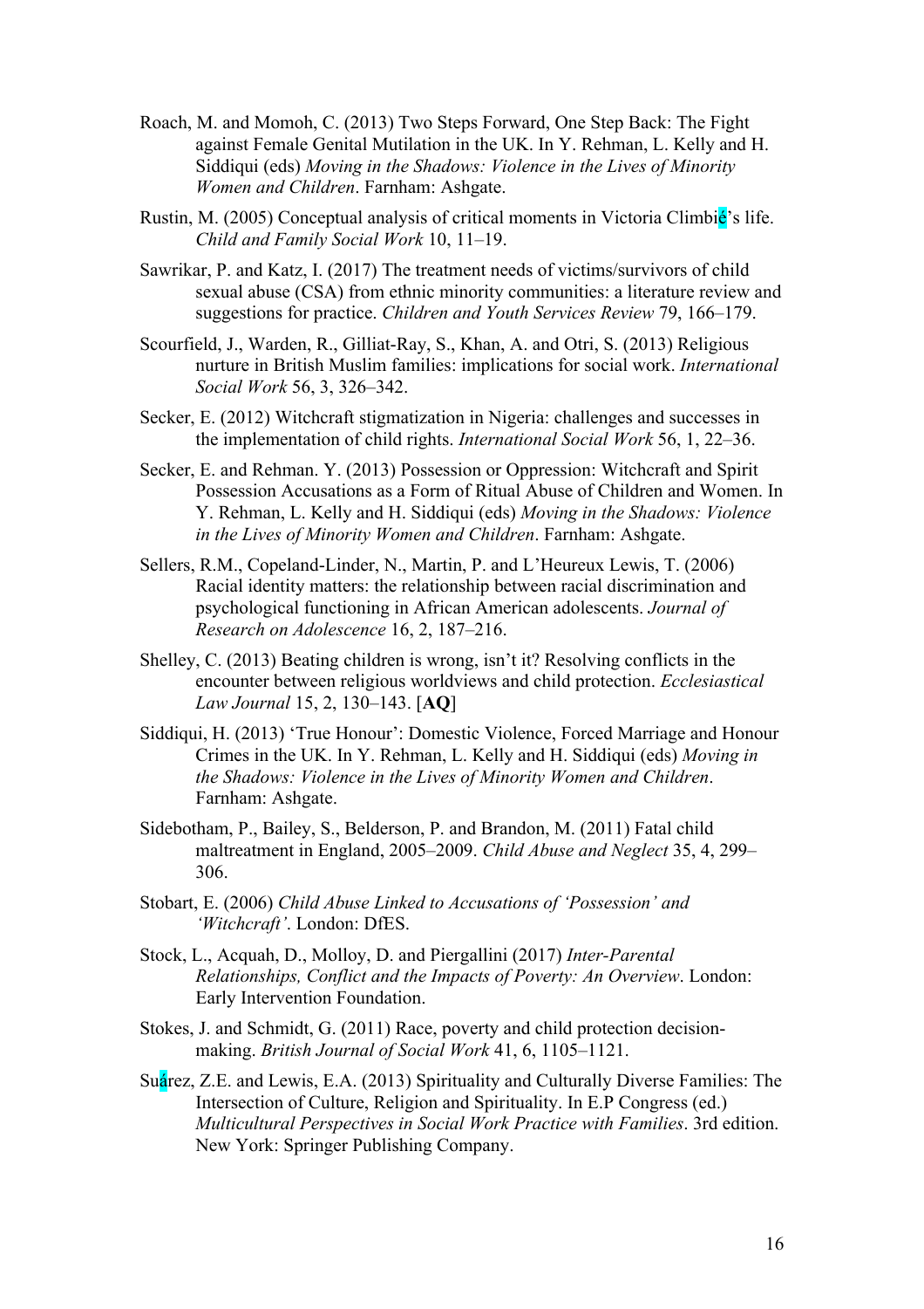Roach, M. and Momoh, C. (2013) Two Steps Forward, One Step Back: The Fight against Female Genital Mutilation in the UK. In Y. Rehman, L. Kelly and H. Siddiqui (eds) *Moving in the Shadows: Violence in the Lives of Minority Women and Children*. Farnham: Ashgate.

Rustin, M. (2005) Conceptual analysis of critical moments in Victoria Climbié's life. *Child and Family Social Work* 10, 11–19.

Sawrikar, P. and Katz, I. (2017) The treatment needs of victims/survivors of child sexual abuse (CSA) from ethnic minority communities: a literature review and suggestions for practice. *Children and Youth Services Review* 79, 166–179.

Scourfield, J., Warden, R., Gilliat-Ray, S., Khan, A. and Otri, S. (2013) Religious nurture in British Muslim families: implications for social work. *International Social Work* 56, 3, 326–342.

Secker, E. (2012) Witchcraft stigmatization in Nigeria: challenges and successes in the implementation of child rights. *International Social Work* 56, 1, 22–36.

Secker, E. and Rehman. Y. (2013) Possession or Oppression: Witchcraft and Spirit Possession Accusations as a Form of Ritual Abuse of Children and Women. In Y. Rehman, L. Kelly and H. Siddiqui (eds) *Moving in the Shadows: Violence in the Lives of Minority Women and Children*. Farnham: Ashgate.

Sellers, R.M., Copeland-Linder, N., Martin, P. and L'Heureux Lewis, T. (2006) Racial identity matters: the relationship between racial discrimination and psychological functioning in African American adolescents. *Journal of Research on Adolescence* 16, 2, 187–216.

Shelley, C. (2013) Beating children is wrong, isn't it? Resolving conflicts in the encounter between religious worldviews and child protection. *Ecclesiastical Law Journal* 15, 2, 130–143. [**AQ**]

Siddiqui, H. (2013) 'True Honour': Domestic Violence, Forced Marriage and Honour Crimes in the UK. In Y. Rehman, L. Kelly and H. Siddiqui (eds) *Moving in the Shadows: Violence in the Lives of Minority Women and Children*. Farnham: Ashgate.

Sidebotham, P., Bailey, S., Belderson, P. and Brandon, M. (2011) Fatal child maltreatment in England, 2005–2009. *Child Abuse and Neglect* 35, 4, 299–306.

Stobart, E. (2006) *Child Abuse Linked to Accusations of 'Possession' and 'Witchcraft'*. London: DfES.

Stock, L., Acquah, D., Molloy, D. and Piergallini (2017) *Inter-Parental Relationships, Conflict and the Impacts of Poverty: An Overview*. London: Early Intervention Foundation.

Stokes, J. and Schmidt, G. (2011) Race, poverty and child protection decision-making. *British Journal of Social Work* 41, 6, 1105–1121.

Suárez, Z.E. and Lewis, E.A. (2013) Spirituality and Culturally Diverse Families: The Intersection of Culture, Religion and Spirituality. In E.P Congress (ed.) *Multicultural Perspectives in Social Work Practice with Families*. 3rd edition. New York: Springer Publishing Company.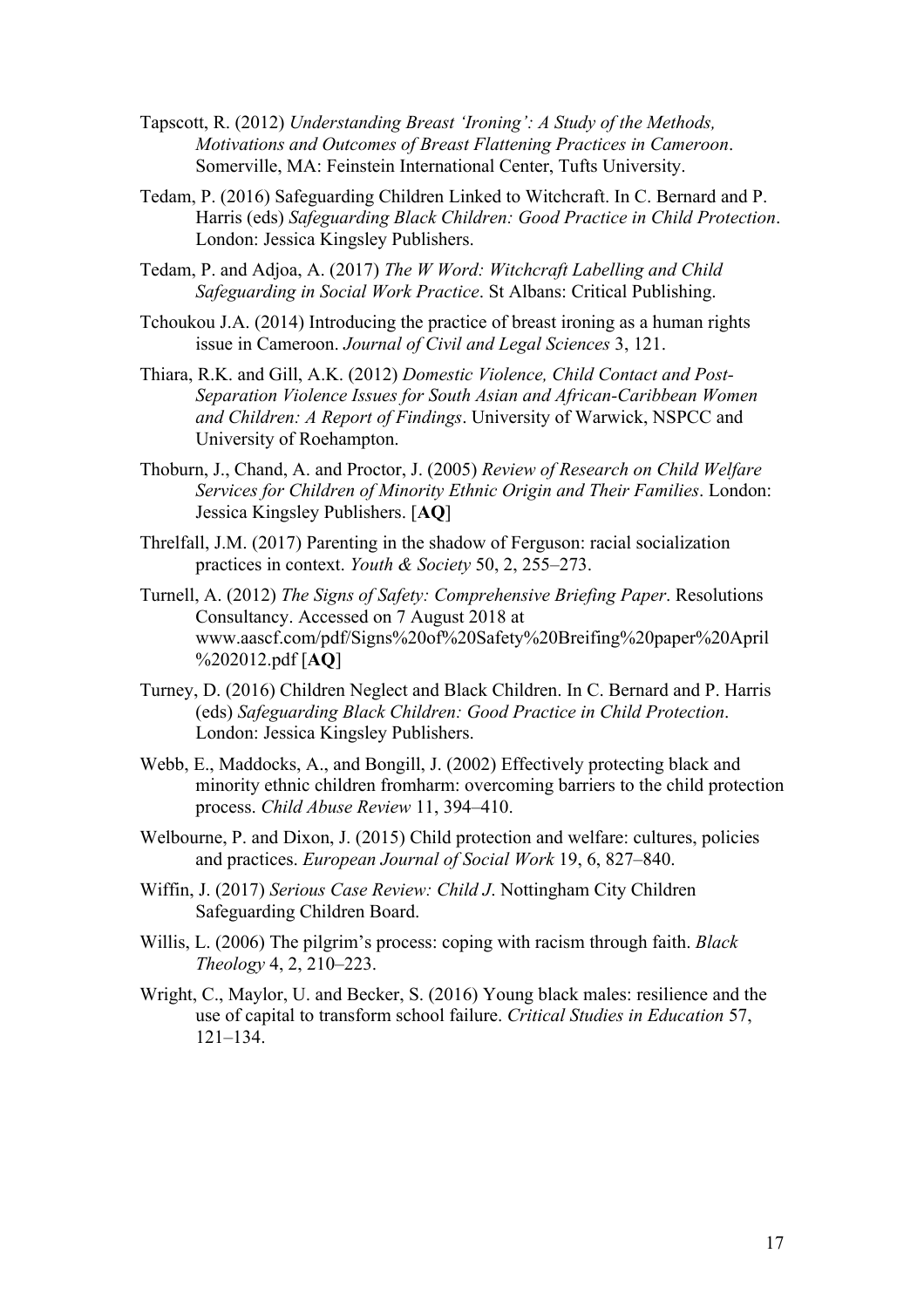Tapscott, R. (2012) *Understanding Breast 'Ironing': A Study of the Methods, Motivations and Outcomes of Breast Flattening Practices in Cameroon*. Somerville, MA: Feinstein International Center, Tufts University.

Tedam, P. (2016) Safeguarding Children Linked to Witchcraft. In C. Bernard and P. Harris (eds) *Safeguarding Black Children: Good Practice in Child Protection*. London: Jessica Kingsley Publishers.

Tedam, P. and Adjoa, A. (2017) *The W Word: Witchcraft Labelling and Child Safeguarding in Social Work Practice*. St Albans: Critical Publishing.

Tchoukou J.A. (2014) Introducing the practice of breast ironing as a human rights issue in Cameroon. *Journal of Civil and Legal Sciences* 3, 121.

Thiara, R.K. and Gill, A.K. (2012) *Domestic Violence, Child Contact and Post-Separation Violence Issues for South Asian and African-Caribbean Women and Children: A Report of Findings*. University of Warwick, NSPCC and University of Roehampton.

Thoburn, J., Chand, A. and Proctor, J. (2005) *Review of Research on Child Welfare Services for Children of Minority Ethnic Origin and Their Families*. London: Jessica Kingsley Publishers. [**AQ**]

Threlfall, J.M. (2017) Parenting in the shadow of Ferguson: racial socialization practices in context. *Youth & Society* 50, 2, 255–273.

Turnell, A. (2012) *The Signs of Safety: Comprehensive Briefing Paper*. Resolutions Consultancy. Accessed on 7 August 2018 at www.aascf.com/pdf/Signs%20of%20Safety%20Breifing%20paper%20April%202012.pdf [**AQ**]

Turney, D. (2016) Children Neglect and Black Children. In C. Bernard and P. Harris (eds) *Safeguarding Black Children: Good Practice in Child Protection*. London: Jessica Kingsley Publishers.

Webb, E., Maddocks, A., and Bongill, J. (2002) Effectively protecting black and minority ethnic children fromharm: overcoming barriers to the child protection process. *Child Abuse Review* 11, 394–410.

Welbourne, P. and Dixon, J. (2015) Child protection and welfare: cultures, policies and practices. *European Journal of Social Work* 19, 6, 827–840.

Wiffin, J. (2017) *Serious Case Review: Child J*. Nottingham City Children Safeguarding Children Board.

Willis, L. (2006) The pilgrim's process: coping with racism through faith. *Black Theology* 4, 2, 210–223.

Wright, C., Maylor, U. and Becker, S. (2016) Young black males: resilience and the use of capital to transform school failure. *Critical Studies in Education* 57, 121–134.